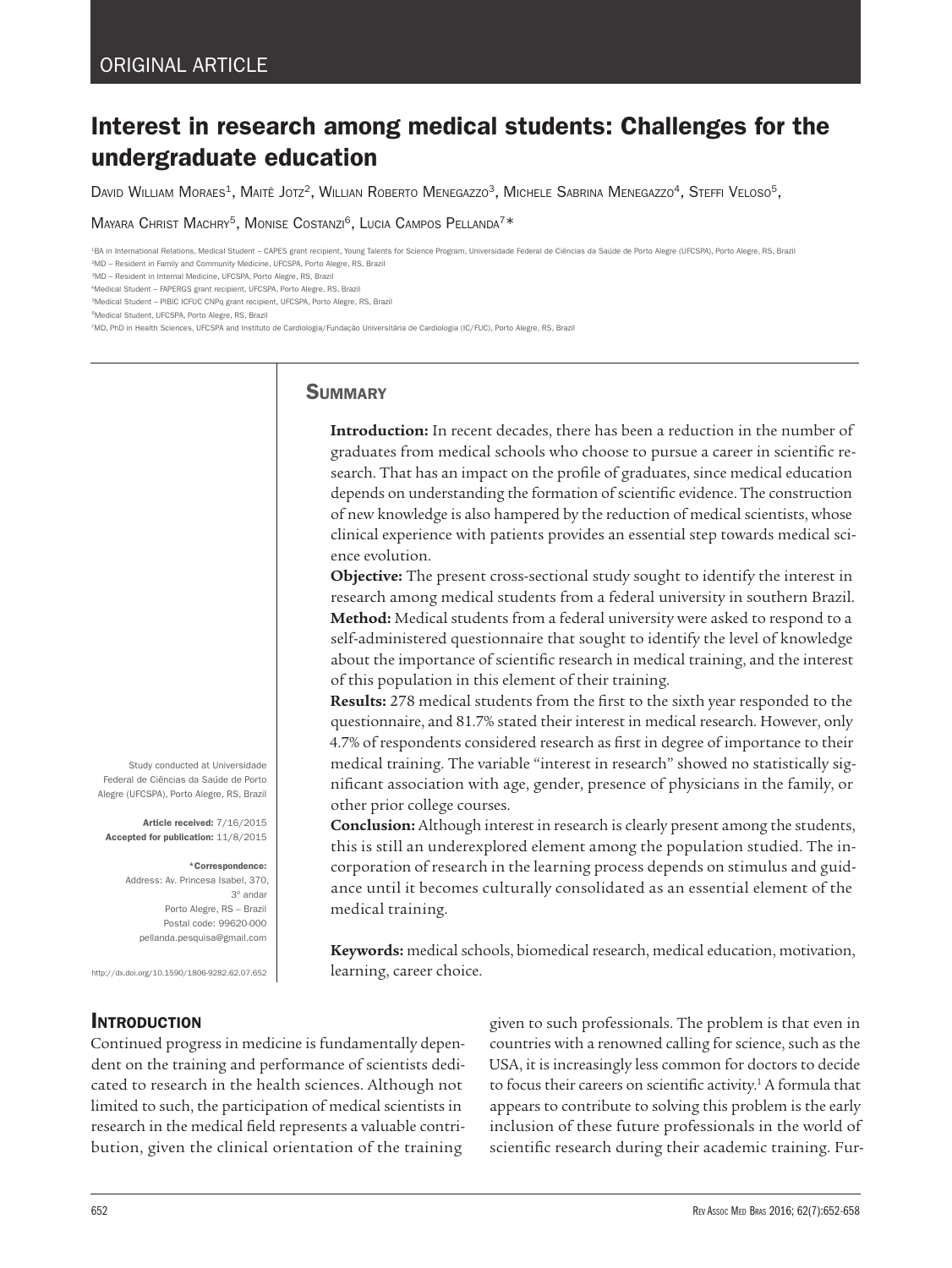ORIGINAL ARTICLE

# Interest in research among medical students: Challenges for the undergraduate education

David William Moraes[1], Maitê Jotz[2], Willian Roberto Menegazzo[3], Michele Sabrina Menegazzo[4], Steffi Veloso[5], Mayara Christ Machry[5], Monise Costanzi[6], Lucia Campos Pellanda[7]*

[1]BA in International Relations, Medical Student – CAPES grant recipient, Young Talents for Science Program, Universidade Federal de Ciências da Saúde de Porto Alegre (UFCSPA), Porto Alegre, RS, Brazil
[2]MD – Resident in Family and Community Medicine, UFCSPA, Porto Alegre, RS, Brazil
[3]MD – Resident in Internal Medicine, UFCSPA, Porto Alegre, RS, Brazil
[4]Medical Student – FAPERGS grant recipient, UFCSPA, Porto Alegre, RS, Brazil
[5]Medical Student – PIBIC ICFUC CNPq grant recipient, UFCSPA, Porto Alegre, RS, Brazil
[6]Medical Student, UFCSPA, Porto Alegre, RS, Brazil
[7]MD, PhD in Health Sciences, UFCSPA and Instituto de Cardiologia/Fundação Universitária de Cardiologia (IC/FUC), Porto Alegre, RS, Brazil

Study conducted at Universidade Federal de Ciências da Saúde de Porto Alegre (UFCSPA), Porto Alegre, RS, Brazil

**Article received:** 7/16/2015
**Accepted for publication:** 11/8/2015

**\*Correspondence:**
Address: Av. Princesa Isabel, 370, 3º andar
Porto Alegre, RS – Brazil
Postal code: 99620-000
pellanda.pesquisa@gmail.com

http://dx.doi.org/10.1590/1806-9282.62.07.652

## Summary

**Introduction:** In recent decades, there has been a reduction in the number of graduates from medical schools who choose to pursue a career in scientific research. That has an impact on the profile of graduates, since medical education depends on understanding the formation of scientific evidence. The construction of new knowledge is also hampered by the reduction of medical scientists, whose clinical experience with patients provides an essential step towards medical science evolution.

**Objective:** The present cross-sectional study sought to identify the interest in research among medical students from a federal university in southern Brazil.

**Method:** Medical students from a federal university were asked to respond to a self-administered questionnaire that sought to identify the level of knowledge about the importance of scientific research in medical training, and the interest of this population in this element of their training.

**Results:** 278 medical students from the first to the sixth year responded to the questionnaire, and 81.7% stated their interest in medical research. However, only 4.7% of respondents considered research as first in degree of importance to their medical training. The variable "interest in research" showed no statistically significant association with age, gender, presence of physicians in the family, or other prior college courses.

**Conclusion:** Although interest in research is clearly present among the students, this is still an underexplored element among the population studied. The incorporation of research in the learning process depends on stimulus and guidance until it becomes culturally consolidated as an essential element of the medical training.

**Keywords:** medical schools, biomedical research, medical education, motivation, learning, career choice.

## Introduction

Continued progress in medicine is fundamentally dependent on the training and performance of scientists dedicated to research in the health sciences. Although not limited to such, the participation of medical scientists in research in the medical field represents a valuable contribution, given the clinical orientation of the training given to such professionals. The problem is that even in countries with a renowned calling for science, such as the USA, it is increasingly less common for doctors to decide to focus their careers on scientific activity.[1] A formula that appears to contribute to solving this problem is the early inclusion of these future professionals in the world of scientific research during their academic training. Fur-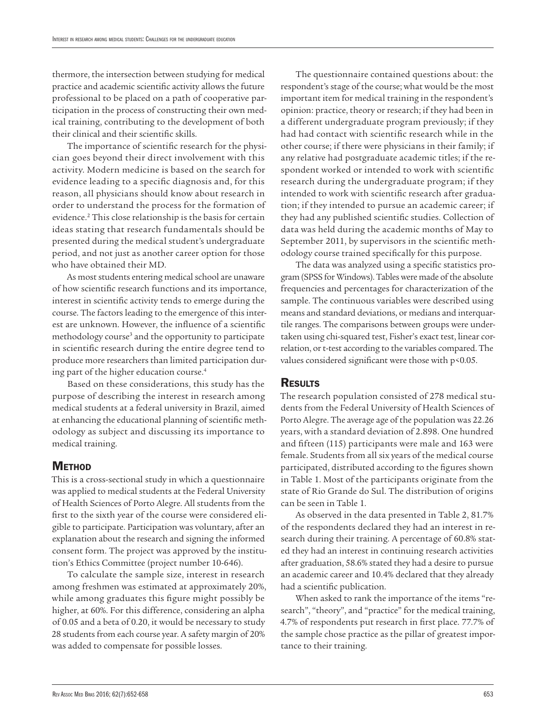thermore, the intersection between studying for medical practice and academic scientific activity allows the future professional to be placed on a path of cooperative participation in the process of constructing their own medical training, contributing to the development of both their clinical and their scientific skills.

The importance of scientific research for the physician goes beyond their direct involvement with this activity. Modern medicine is based on the search for evidence leading to a specific diagnosis and, for this reason, all physicians should know about research in order to understand the process for the formation of evidence.[2] This close relationship is the basis for certain ideas stating that research fundamentals should be presented during the medical student's undergraduate period, and not just as another career option for those who have obtained their MD.

As most students entering medical school are unaware of how scientific research functions and its importance, interest in scientific activity tends to emerge during the course. The factors leading to the emergence of this interest are unknown. However, the influence of a scientific methodology course[3] and the opportunity to participate in scientific research during the entire degree tend to produce more researchers than limited participation during part of the higher education course.[4]

Based on these considerations, this study has the purpose of describing the interest in research among medical students at a federal university in Brazil, aimed at enhancing the educational planning of scientific methodology as subject and discussing its importance to medical training.

## Method

This is a cross-sectional study in which a questionnaire was applied to medical students at the Federal University of Health Sciences of Porto Alegre. All students from the first to the sixth year of the course were considered eligible to participate. Participation was voluntary, after an explanation about the research and signing the informed consent form. The project was approved by the institution's Ethics Committee (project number 10-646).

To calculate the sample size, interest in research among freshmen was estimated at approximately 20%, while among graduates this figure might possibly be higher, at 60%. For this difference, considering an alpha of 0.05 and a beta of 0.20, it would be necessary to study 28 students from each course year. A safety margin of 20% was added to compensate for possible losses.

The questionnaire contained questions about: the respondent's stage of the course; what would be the most important item for medical training in the respondent's opinion: practice, theory or research; if they had been in a different undergraduate program previously; if they had had contact with scientific research while in the other course; if there were physicians in their family; if any relative had postgraduate academic titles; if the respondent worked or intended to work with scientific research during the undergraduate program; if they intended to work with scientific research after graduation; if they intended to pursue an academic career; if they had any published scientific studies. Collection of data was held during the academic months of May to September 2011, by supervisors in the scientific methodology course trained specifically for this purpose.

The data was analyzed using a specific statistics program (SPSS for Windows). Tables were made of the absolute frequencies and percentages for characterization of the sample. The continuous variables were described using means and standard deviations, or medians and interquartile ranges. The comparisons between groups were undertaken using chi-squared test, Fisher's exact test, linear correlation, or t-test according to the variables compared. The values considered significant were those with $p<0.05$.

## Results

The research population consisted of 278 medical students from the Federal University of Health Sciences of Porto Alegre. The average age of the population was 22.26 years, with a standard deviation of 2.898. One hundred and fifteen (115) participants were male and 163 were female. Students from all six years of the medical course participated, distributed according to the figures shown in Table 1. Most of the participants originate from the state of Rio Grande do Sul. The distribution of origins can be seen in Table 1.

As observed in the data presented in Table 2, 81.7% of the respondents declared they had an interest in research during their training. A percentage of 60.8% stated they had an interest in continuing research activities after graduation, 58.6% stated they had a desire to pursue an academic career and 10.4% declared that they already had a scientific publication.

When asked to rank the importance of the items "research", "theory", and "practice" for the medical training, 4.7% of respondents put research in first place. 77.7% of the sample chose practice as the pillar of greatest importance to their training.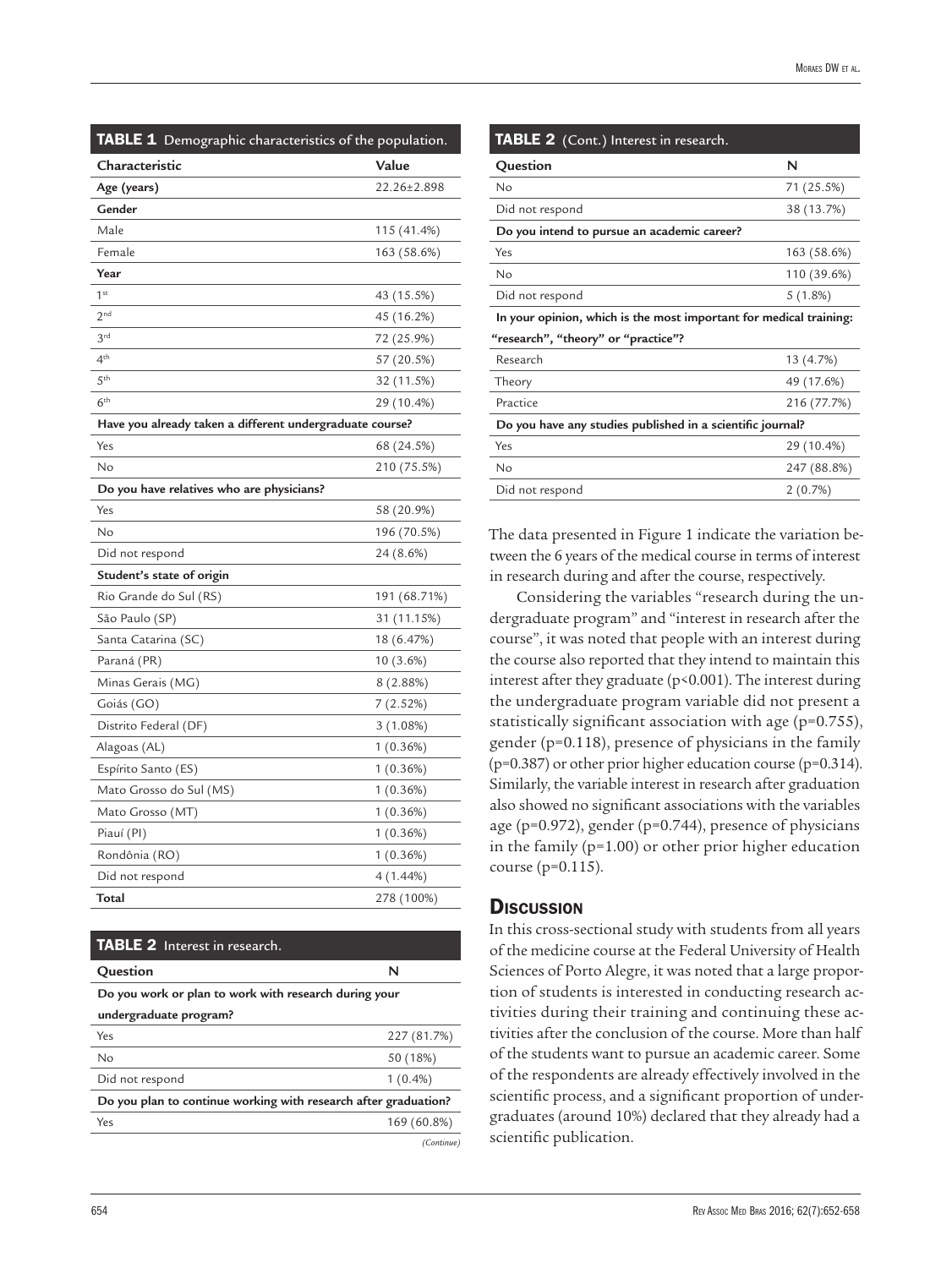**TABLE 1** Demographic characteristics of the population.

| Characteristic | Value |
|---|---|
| **Age (years)** | 22.26±2.898 |
| **Gender** | |
| Male | 115 (41.4%) |
| Female | 163 (58.6%) |
| **Year** | |
| 1st | 43 (15.5%) |
| 2nd | 45 (16.2%) |
| 3rd | 72 (25.9%) |
| 4th | 57 (20.5%) |
| 5th | 32 (11.5%) |
| 6th | 29 (10.4%) |
| **Have you already taken a different undergraduate course?** | |
| Yes | 68 (24.5%) |
| No | 210 (75.5%) |
| **Do you have relatives who are physicians?** | |
| Yes | 58 (20.9%) |
| No | 196 (70.5%) |
| Did not respond | 24 (8.6%) |
| **Student's state of origin** | |
| Rio Grande do Sul (RS) | 191 (68.71%) |
| São Paulo (SP) | 31 (11.15%) |
| Santa Catarina (SC) | 18 (6.47%) |
| Paraná (PR) | 10 (3.6%) |
| Minas Gerais (MG) | 8 (2.88%) |
| Goiás (GO) | 7 (2.52%) |
| Distrito Federal (DF) | 3 (1.08%) |
| Alagoas (AL) | 1 (0.36%) |
| Espírito Santo (ES) | 1 (0.36%) |
| Mato Grosso do Sul (MS) | 1 (0.36%) |
| Mato Grosso (MT) | 1 (0.36%) |
| Piauí (PI) | 1 (0.36%) |
| Rondônia (RO) | 1 (0.36%) |
| Did not respond | 4 (1.44%) |
| **Total** | 278 (100%) |

**TABLE 2** Interest in research.

| Question | N |
|---|---|
| **Do you work or plan to work with research during your undergraduate program?** | |
| Yes | 227 (81.7%) |
| No | 50 (18%) |
| Did not respond | 1 (0.4%) |
| **Do you plan to continue working with research after graduation?** | |
| Yes | 169 (60.8%) |
| No | 71 (25.5%) |
| Did not respond | 38 (13.7%) |
| **Do you intend to pursue an academic career?** | |
| Yes | 163 (58.6%) |
| No | 110 (39.6%) |
| Did not respond | 5 (1.8%) |
| **In your opinion, which is the most important for medical training: "research", "theory" or "practice"?** | |
| Research | 13 (4.7%) |
| Theory | 49 (17.6%) |
| Practice | 216 (77.7%) |
| **Do you have any studies published in a scientific journal?** | |
| Yes | 29 (10.4%) |
| No | 247 (88.8%) |
| Did not respond | 2 (0.7%) |

The data presented in Figure 1 indicate the variation between the 6 years of the medical course in terms of interest in research during and after the course, respectively.

Considering the variables "research during the undergraduate program" and "interest in research after the course", it was noted that people with an interest during the course also reported that they intend to maintain this interest after they graduate ($p<0.001$). The interest during the undergraduate program variable did not present a statistically significant association with age ($p=0.755$), gender ($p=0.118$), presence of physicians in the family ($p=0.387$) or other prior higher education course ($p=0.314$). Similarly, the variable interest in research after graduation also showed no significant associations with the variables age ($p=0.972$), gender ($p=0.744$), presence of physicians in the family ($p=1.00$) or other prior higher education course ($p=0.115$).

## Discussion

In this cross-sectional study with students from all years of the medicine course at the Federal University of Health Sciences of Porto Alegre, it was noted that a large proportion of students is interested in conducting research activities during their training and continuing these activities after the conclusion of the course. More than half of the students want to pursue an academic career. Some of the respondents are already effectively involved in the scientific process, and a significant proportion of undergraduates (around 10%) declared that they already had a scientific publication.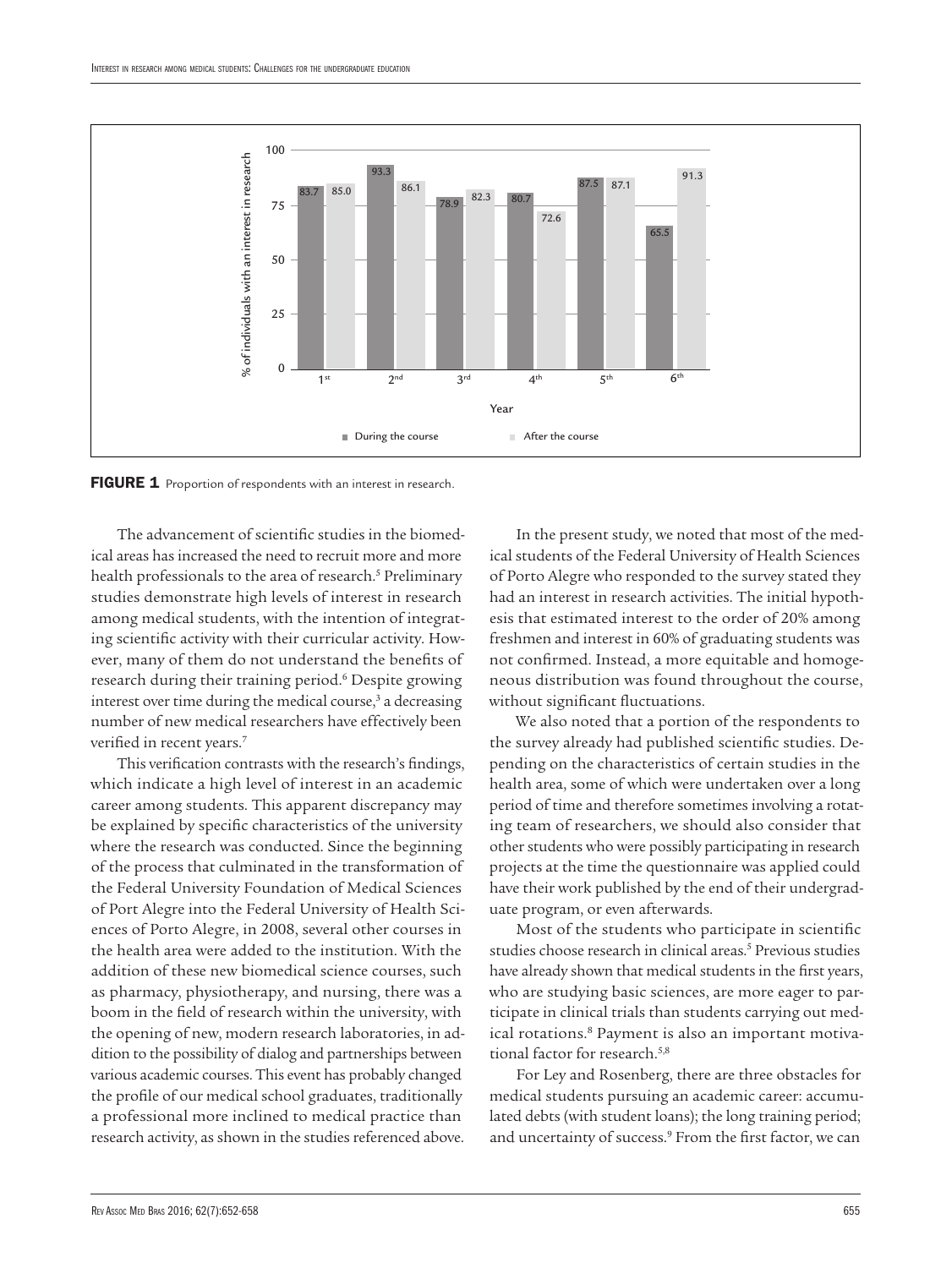FIGURE 1 Proportion of respondents with an interest in research.

The advancement of scientific studies in the biomedical areas has increased the need to recruit more and more health professionals to the area of research.[5] Preliminary studies demonstrate high levels of interest in research among medical students, with the intention of integrating scientific activity with their curricular activity. However, many of them do not understand the benefits of research during their training period.[6] Despite growing interest over time during the medical course,[3] a decreasing number of new medical researchers have effectively been verified in recent years.[7]

This verification contrasts with the research's findings, which indicate a high level of interest in an academic career among students. This apparent discrepancy may be explained by specific characteristics of the university where the research was conducted. Since the beginning of the process that culminated in the transformation of the Federal University Foundation of Medical Sciences of Port Alegre into the Federal University of Health Sciences of Porto Alegre, in 2008, several other courses in the health area were added to the institution. With the addition of these new biomedical science courses, such as pharmacy, physiotherapy, and nursing, there was a boom in the field of research within the university, with the opening of new, modern research laboratories, in addition to the possibility of dialog and partnerships between various academic courses. This event has probably changed the profile of our medical school graduates, traditionally a professional more inclined to medical practice than research activity, as shown in the studies referenced above.

In the present study, we noted that most of the medical students of the Federal University of Health Sciences of Porto Alegre who responded to the survey stated they had an interest in research activities. The initial hypothesis that estimated interest to the order of 20% among freshmen and interest in 60% of graduating students was not confirmed. Instead, a more equitable and homogeneous distribution was found throughout the course, without significant fluctuations.

We also noted that a portion of the respondents to the survey already had published scientific studies. Depending on the characteristics of certain studies in the health area, some of which were undertaken over a long period of time and therefore sometimes involving a rotating team of researchers, we should also consider that other students who were possibly participating in research projects at the time the questionnaire was applied could have their work published by the end of their undergraduate program, or even afterwards.

Most of the students who participate in scientific studies choose research in clinical areas.[5] Previous studies have already shown that medical students in the first years, who are studying basic sciences, are more eager to participate in clinical trials than students carrying out medical rotations.[8] Payment is also an important motivational factor for research.[5,8]

For Ley and Rosenberg, there are three obstacles for medical students pursuing an academic career: accumulated debts (with student loans); the long training period; and uncertainty of success.[9] From the first factor, we can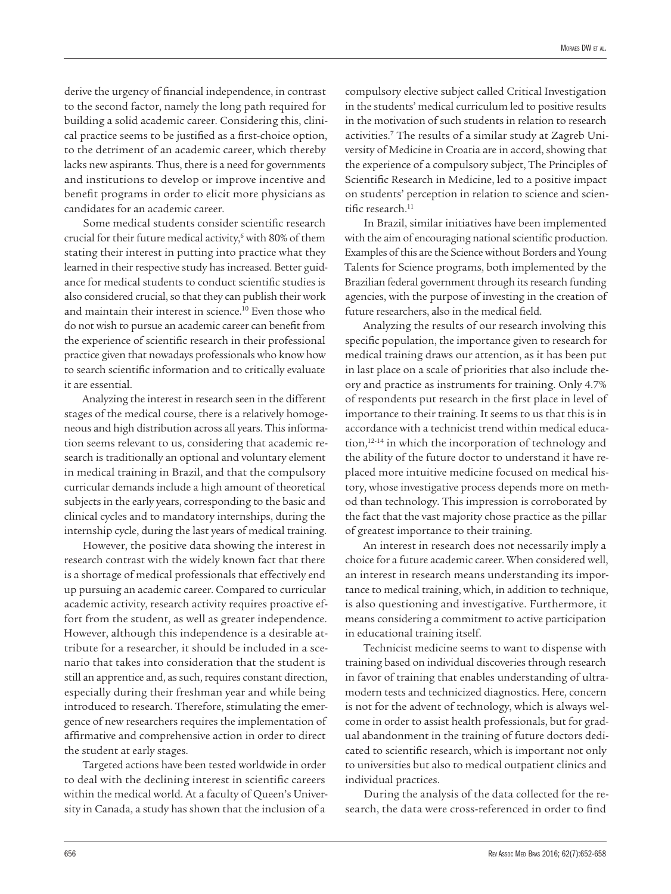derive the urgency of financial independence, in contrast to the second factor, namely the long path required for building a solid academic career. Considering this, clinical practice seems to be justified as a first-choice option, to the detriment of an academic career, which thereby lacks new aspirants. Thus, there is a need for governments and institutions to develop or improve incentive and benefit programs in order to elicit more physicians as candidates for an academic career.

Some medical students consider scientific research crucial for their future medical activity,[6] with 80% of them stating their interest in putting into practice what they learned in their respective study has increased. Better guidance for medical students to conduct scientific studies is also considered crucial, so that they can publish their work and maintain their interest in science.[10] Even those who do not wish to pursue an academic career can benefit from the experience of scientific research in their professional practice given that nowadays professionals who know how to search scientific information and to critically evaluate it are essential.

Analyzing the interest in research seen in the different stages of the medical course, there is a relatively homogeneous and high distribution across all years. This information seems relevant to us, considering that academic research is traditionally an optional and voluntary element in medical training in Brazil, and that the compulsory curricular demands include a high amount of theoretical subjects in the early years, corresponding to the basic and clinical cycles and to mandatory internships, during the internship cycle, during the last years of medical training.

However, the positive data showing the interest in research contrast with the widely known fact that there is a shortage of medical professionals that effectively end up pursuing an academic career. Compared to curricular academic activity, research activity requires proactive effort from the student, as well as greater independence. However, although this independence is a desirable attribute for a researcher, it should be included in a scenario that takes into consideration that the student is still an apprentice and, as such, requires constant direction, especially during their freshman year and while being introduced to research. Therefore, stimulating the emergence of new researchers requires the implementation of affirmative and comprehensive action in order to direct the student at early stages.

Targeted actions have been tested worldwide in order to deal with the declining interest in scientific careers within the medical world. At a faculty of Queen's University in Canada, a study has shown that the inclusion of a compulsory elective subject called Critical Investigation in the students' medical curriculum led to positive results in the motivation of such students in relation to research activities.[7] The results of a similar study at Zagreb University of Medicine in Croatia are in accord, showing that the experience of a compulsory subject, The Principles of Scientific Research in Medicine, led to a positive impact on students' perception in relation to science and scientific research.[11]

In Brazil, similar initiatives have been implemented with the aim of encouraging national scientific production. Examples of this are the Science without Borders and Young Talents for Science programs, both implemented by the Brazilian federal government through its research funding agencies, with the purpose of investing in the creation of future researchers, also in the medical field.

Analyzing the results of our research involving this specific population, the importance given to research for medical training draws our attention, as it has been put in last place on a scale of priorities that also include theory and practice as instruments for training. Only 4.7% of respondents put research in the first place in level of importance to their training. It seems to us that this is in accordance with a technicist trend within medical education,[12-14] in which the incorporation of technology and the ability of the future doctor to understand it have replaced more intuitive medicine focused on medical history, whose investigative process depends more on method than technology. This impression is corroborated by the fact that the vast majority chose practice as the pillar of greatest importance to their training.

An interest in research does not necessarily imply a choice for a future academic career. When considered well, an interest in research means understanding its importance to medical training, which, in addition to technique, is also questioning and investigative. Furthermore, it means considering a commitment to active participation in educational training itself.

Technicist medicine seems to want to dispense with training based on individual discoveries through research in favor of training that enables understanding of ultramodern tests and technicized diagnostics. Here, concern is not for the advent of technology, which is always welcome in order to assist health professionals, but for gradual abandonment in the training of future doctors dedicated to scientific research, which is important not only to universities but also to medical outpatient clinics and individual practices.

During the analysis of the data collected for the research, the data were cross-referenced in order to find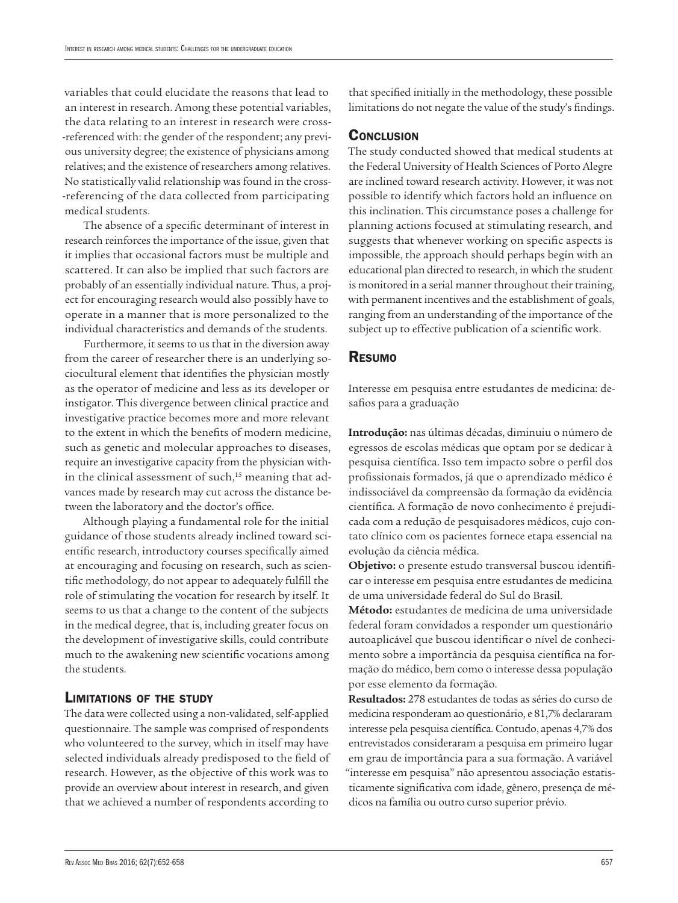variables that could elucidate the reasons that lead to an interest in research. Among these potential variables, the data relating to an interest in research were cross-referenced with: the gender of the respondent; any previous university degree; the existence of physicians among relatives; and the existence of researchers among relatives. No statistically valid relationship was found in the cross-referencing of the data collected from participating medical students.

The absence of a specific determinant of interest in research reinforces the importance of the issue, given that it implies that occasional factors must be multiple and scattered. It can also be implied that such factors are probably of an essentially individual nature. Thus, a project for encouraging research would also possibly have to operate in a manner that is more personalized to the individual characteristics and demands of the students.

Furthermore, it seems to us that in the diversion away from the career of researcher there is an underlying sociocultural element that identifies the physician mostly as the operator of medicine and less as its developer or instigator. This divergence between clinical practice and investigative practice becomes more and more relevant to the extent in which the benefits of modern medicine, such as genetic and molecular approaches to diseases, require an investigative capacity from the physician within the clinical assessment of such,[15] meaning that advances made by research may cut across the distance between the laboratory and the doctor's office.

Although playing a fundamental role for the initial guidance of those students already inclined toward scientific research, introductory courses specifically aimed at encouraging and focusing on research, such as scientific methodology, do not appear to adequately fulfill the role of stimulating the vocation for research by itself. It seems to us that a change to the content of the subjects in the medical degree, that is, including greater focus on the development of investigative skills, could contribute much to the awakening new scientific vocations among the students.

## Limitations of the study

The data were collected using a non-validated, self-applied questionnaire. The sample was comprised of respondents who volunteered to the survey, which in itself may have selected individuals already predisposed to the field of research. However, as the objective of this work was to provide an overview about interest in research, and given that we achieved a number of respondents according to that specified initially in the methodology, these possible limitations do not negate the value of the study's findings.

## Conclusion

The study conducted showed that medical students at the Federal University of Health Sciences of Porto Alegre are inclined toward research activity. However, it was not possible to identify which factors hold an influence on this inclination. This circumstance poses a challenge for planning actions focused at stimulating research, and suggests that whenever working on specific aspects is impossible, the approach should perhaps begin with an educational plan directed to research, in which the student is monitored in a serial manner throughout their training, with permanent incentives and the establishment of goals, ranging from an understanding of the importance of the subject up to effective publication of a scientific work.

## Resumo

Interesse em pesquisa entre estudantes de medicina: desafios para a graduação

**Introdução:** nas últimas décadas, diminuiu o número de egressos de escolas médicas que optam por se dedicar à pesquisa científica. Isso tem impacto sobre o perfil dos profissionais formados, já que o aprendizado médico é indissociável da compreensão da formação da evidência científica. A formação de novo conhecimento é prejudicada com a redução de pesquisadores médicos, cujo contato clínico com os pacientes fornece etapa essencial na evolução da ciência médica.

**Objetivo:** o presente estudo transversal buscou identificar o interesse em pesquisa entre estudantes de medicina de uma universidade federal do Sul do Brasil.

**Método:** estudantes de medicina de uma universidade federal foram convidados a responder um questionário autoaplicável que buscou identificar o nível de conhecimento sobre a importância da pesquisa científica na formação do médico, bem como o interesse dessa população por esse elemento da formação.

**Resultados:** 278 estudantes de todas as séries do curso de medicina responderam ao questionário, e 81,7% declararam interesse pela pesquisa científica. Contudo, apenas 4,7% dos entrevistados consideraram a pesquisa em primeiro lugar em grau de importância para a sua formação. A variável "interesse em pesquisa" não apresentou associação estatisticamente significativa com idade, gênero, presença de médicos na família ou outro curso superior prévio.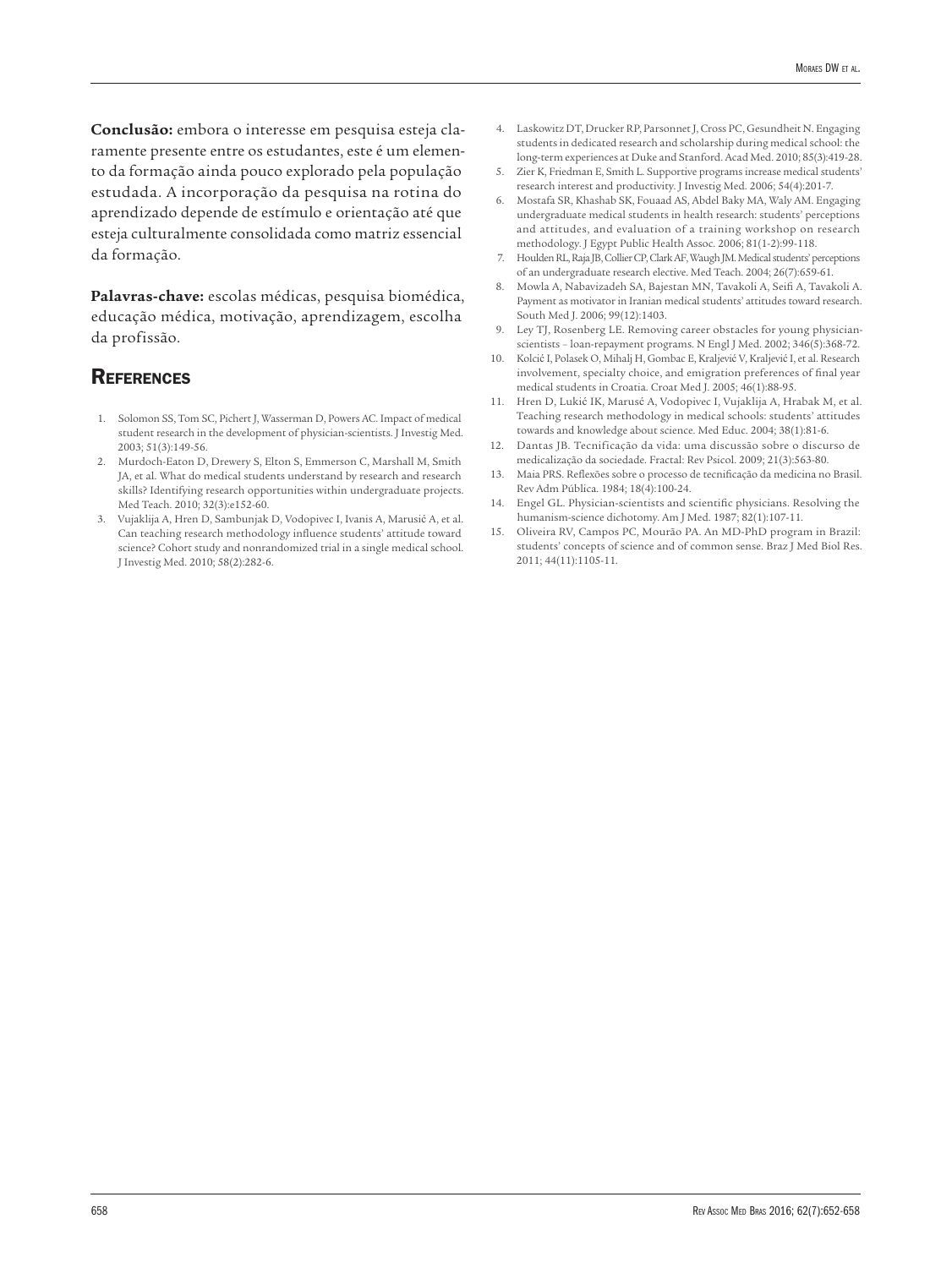**Conclusão:** embora o interesse em pesquisa esteja claramente presente entre os estudantes, este é um elemento da formação ainda pouco explorado pela população estudada. A incorporação da pesquisa na rotina do aprendizado depende de estímulo e orientação até que esteja culturalmente consolidada como matriz essencial da formação.

**Palavras-chave:** escolas médicas, pesquisa biomédica, educação médica, motivação, aprendizagem, escolha da profissão.

## References

1. Solomon SS, Tom SC, Pichert J, Wasserman D, Powers AC. Impact of medical student research in the development of physician-scientists. J Investig Med. 2003; 51(3):149-56.
2. Murdoch-Eaton D, Drewery S, Elton S, Emmerson C, Marshall M, Smith JA, et al. What do medical students understand by research and research skills? Identifying research opportunities within undergraduate projects. Med Teach. 2010; 32(3):e152-60.
3. Vujaklija A, Hren D, Sambunjak D, Vodopivec I, Ivanis A, Marusić A, et al. Can teaching research methodology influence students' attitude toward science? Cohort study and nonrandomized trial in a single medical school. J Investig Med. 2010; 58(2):282-6.
4. Laskowitz DT, Drucker RP, Parsonnet J, Cross PC, Gesundheit N. Engaging students in dedicated research and scholarship during medical school: the long-term experiences at Duke and Stanford. Acad Med. 2010; 85(3):419-28.
5. Zier K, Friedman E, Smith L. Supportive programs increase medical students' research interest and productivity. J Investig Med. 2006; 54(4):201-7.
6. Mostafa SR, Khashab SK, Fouaad AS, Abdel Baky MA, Waly AM. Engaging undergraduate medical students in health research: students' perceptions and attitudes, and evaluation of a training workshop on research methodology. J Egypt Public Health Assoc. 2006; 81(1-2):99-118.
7. Houlden RL, Raja JB, Collier CP, Clark AF, Waugh JM. Medical students' perceptions of an undergraduate research elective. Med Teach. 2004; 26(7):659-61.
8. Mowla A, Nabavizadeh SA, Bajestan MN, Tavakoli A, Seifi A, Tavakoli A. Payment as motivator in Iranian medical students' attitudes toward research. South Med J. 2006; 99(12):1403.
9. Ley TJ, Rosenberg LE. Removing career obstacles for young physician-scientists – loan-repayment programs. N Engl J Med. 2002; 346(5):368-72.
10. Kolcić I, Polasek O, Mihalj H, Gombac E, Kraljević V, Kraljević I, et al. Research involvement, specialty choice, and emigration preferences of final year medical students in Croatia. Croat Med J. 2005; 46(1):88-95.
11. Hren D, Lukić IK, Marusć A, Vodopivec I, Vujaklija A, Hrabak M, et al. Teaching research methodology in medical schools: students' attitudes towards and knowledge about science. Med Educ. 2004; 38(1):81-6.
12. Dantas JB. Tecnificação da vida: uma discussão sobre o discurso de medicalização da sociedade. Fractal: Rev Psicol. 2009; 21(3):563-80.
13. Maia PRS. Reflexões sobre o processo de tecnificação da medicina no Brasil. Rev Adm Pública. 1984; 18(4):100-24.
14. Engel GL. Physician-scientists and scientific physicians. Resolving the humanism-science dichotomy. Am J Med. 1987; 82(1):107-11.
15. Oliveira RV, Campos PC, Mourão PA. An MD-PhD program in Brazil: students' concepts of science and of common sense. Braz J Med Biol Res. 2011; 44(11):1105-11.